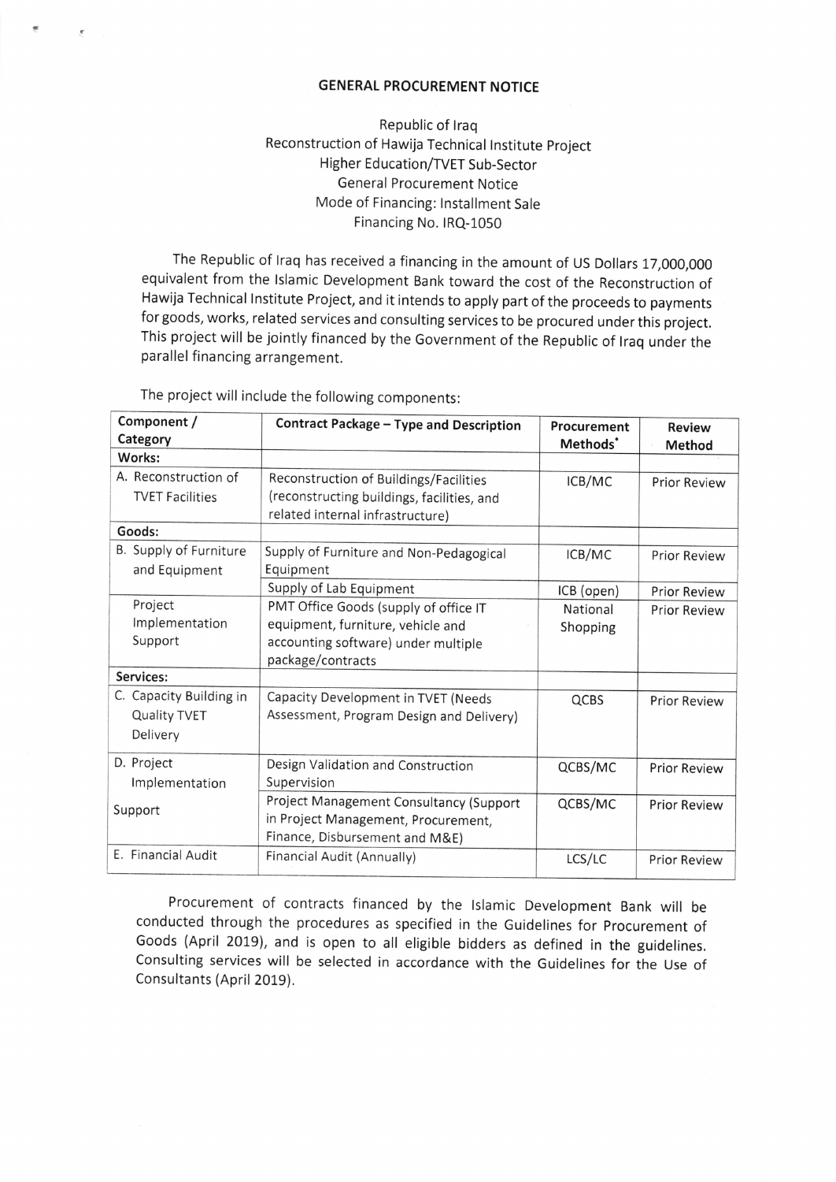# GENERAL PROCUREMENT NOTICE

Republic of Iraq
Reconstruction of Hawija Technical Institute Project
Higher Education/TVET Sub-Sector
General Procurement Notice
Mode of Financing: Installment Sale
Financing No. IRQ-1050

The Republic of Iraq has received a financing in the amount of US Dollars 17,000,000 equivalent from the Islamic Development Bank toward the cost of the Reconstruction of Hawija Technical Institute Project, and it intends to apply part of the proceeds to payments for goods, works, related services and consulting services to be procured under this project. This project will be jointly financed by the Government of the Republic of Iraq under the parallel financing arrangement.

The project will include the following components:

| Component / Category | Contract Package – Type and Description | Procurement Methods* | Review Method |
|---|---|---|---|
| **Works:** | | | |
| A. Reconstruction of TVET Facilities | Reconstruction of Buildings/Facilities (reconstructing buildings, facilities, and related internal infrastructure) | ICB/MC | Prior Review |
| **Goods:** | | | |
| B. Supply of Furniture and Equipment | Supply of Furniture and Non-Pedagogical Equipment | ICB/MC | Prior Review |
| | Supply of Lab Equipment | ICB (open) | Prior Review |
| Project Implementation Support | PMT Office Goods (supply of office IT equipment, furniture, vehicle and accounting software) under multiple package/contracts | National Shopping | Prior Review |
| **Services:** | | | |
| C. Capacity Building in Quality TVET Delivery | Capacity Development in TVET (Needs Assessment, Program Design and Delivery) | QCBS | Prior Review |
| D. Project Implementation Support | Design Validation and Construction Supervision | QCBS/MC | Prior Review |
| | Project Management Consultancy (Support in Project Management, Procurement, Finance, Disbursement and M&E) | QCBS/MC | Prior Review |
| E. Financial Audit | Financial Audit (Annually) | LCS/LC | Prior Review |

Procurement of contracts financed by the Islamic Development Bank will be conducted through the procedures as specified in the Guidelines for Procurement of Goods (April 2019), and is open to all eligible bidders as defined in the guidelines. Consulting services will be selected in accordance with the Guidelines for the Use of Consultants (April 2019).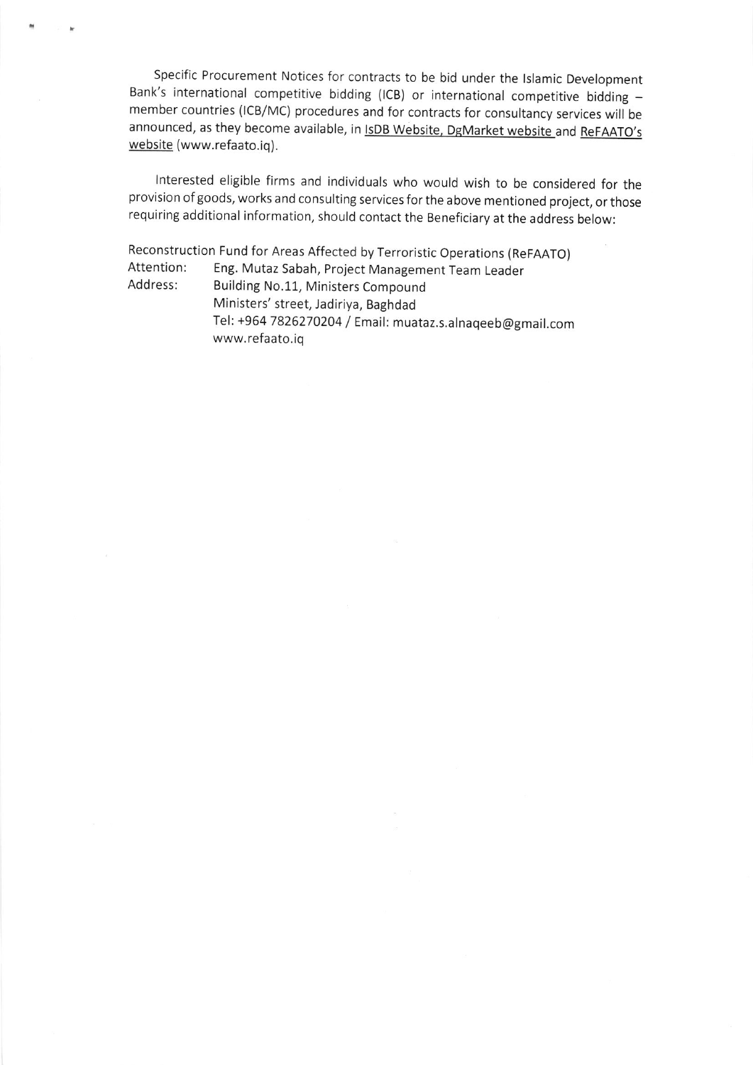Specific Procurement Notices for contracts to be bid under the Islamic Development Bank's international competitive bidding (ICB) or international competitive bidding – member countries (ICB/MC) procedures and for contracts for consultancy services will be announced, as they become available, in IsDB Website, DgMarket website and ReFAATO's website (www.refaato.iq).

Interested eligible firms and individuals who would wish to be considered for the provision of goods, works and consulting services for the above mentioned project, or those requiring additional information, should contact the Beneficiary at the address below:

Reconstruction Fund for Areas Affected by Terroristic Operations (ReFAATO)
Attention: Eng. Mutaz Sabah, Project Management Team Leader
Address: Building No.11, Ministers Compound
Ministers' street, Jadiriya, Baghdad
Tel: +964 7826270204 / Email: muataz.s.alnaqeeb@gmail.com
www.refaato.iq